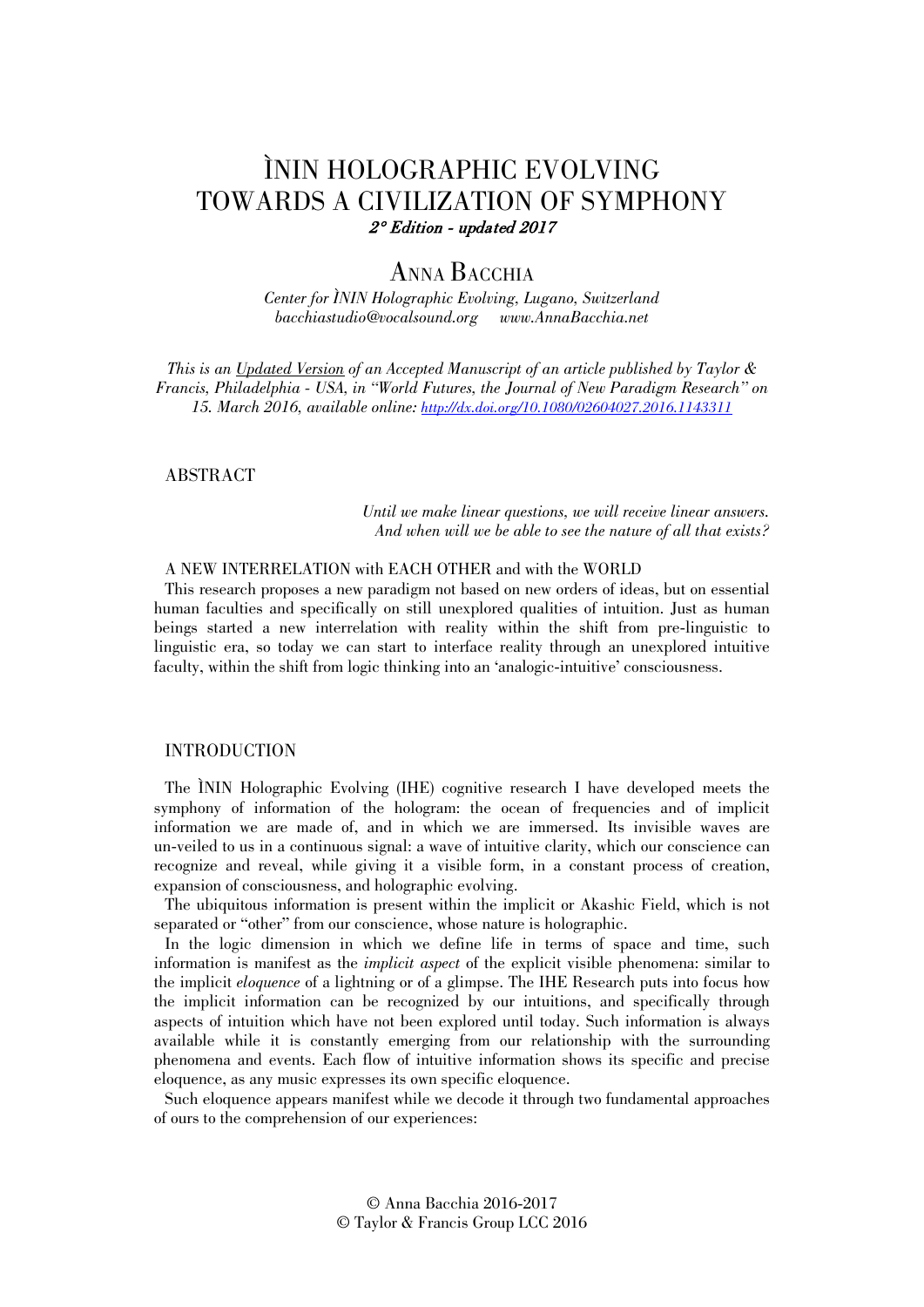# ÌNIN HOLOGRAPHIC EVOLVING TOWARDS A CIVILIZATION OF SYMPHONY

*2° Edition - updated 2017*

## ANNA BACCHIA

*Center for ÌNIN Holographic Evolving, Lugano, Switzerland*
*bacchiastudio@vocalsound.org    www.AnnaBacchia.net*

*This is an Updated Version of an Accepted Manuscript of an article published by Taylor & Francis, Philadelphia - USA, in "World Futures, the Journal of New Paradigm Research" on 15. March 2016, available online: http://dx.doi.org/10.1080/02604027.2016.1143311*

## ABSTRACT

*Until we make linear questions, we will receive linear answers.*
*And when will we be able to see the nature of all that exists?*

A NEW INTERRELATION with EACH OTHER and with the WORLD

This research proposes a new paradigm not based on new orders of ideas, but on essential human faculties and specifically on still unexplored qualities of intuition. Just as human beings started a new interrelation with reality within the shift from pre-linguistic to linguistic era, so today we can start to interface reality through an unexplored intuitive faculty, within the shift from logic thinking into an 'analogic-intuitive' consciousness.

## INTRODUCTION

The ÌNIN Holographic Evolving (IHE) cognitive research I have developed meets the symphony of information of the hologram: the ocean of frequencies and of implicit information we are made of, and in which we are immersed. Its invisible waves are un-veiled to us in a continuous signal: a wave of intuitive clarity, which our conscience can recognize and reveal, while giving it a visible form, in a constant process of creation, expansion of consciousness, and holographic evolving.

The ubiquitous information is present within the implicit or Akashic Field, which is not separated or "other" from our conscience, whose nature is holographic.

In the logic dimension in which we define life in terms of space and time, such information is manifest as the *implicit aspect* of the explicit visible phenomena: similar to the implicit *eloquence* of a lightning or of a glimpse. The IHE Research puts into focus how the implicit information can be recognized by our intuitions, and specifically through aspects of intuition which have not been explored until today. Such information is always available while it is constantly emerging from our relationship with the surrounding phenomena and events. Each flow of intuitive information shows its specific and precise eloquence, as any music expresses its own specific eloquence.

Such eloquence appears manifest while we decode it through two fundamental approaches of ours to the comprehension of our experiences:

© Anna Bacchia 2016-2017
© Taylor & Francis Group LCC 2016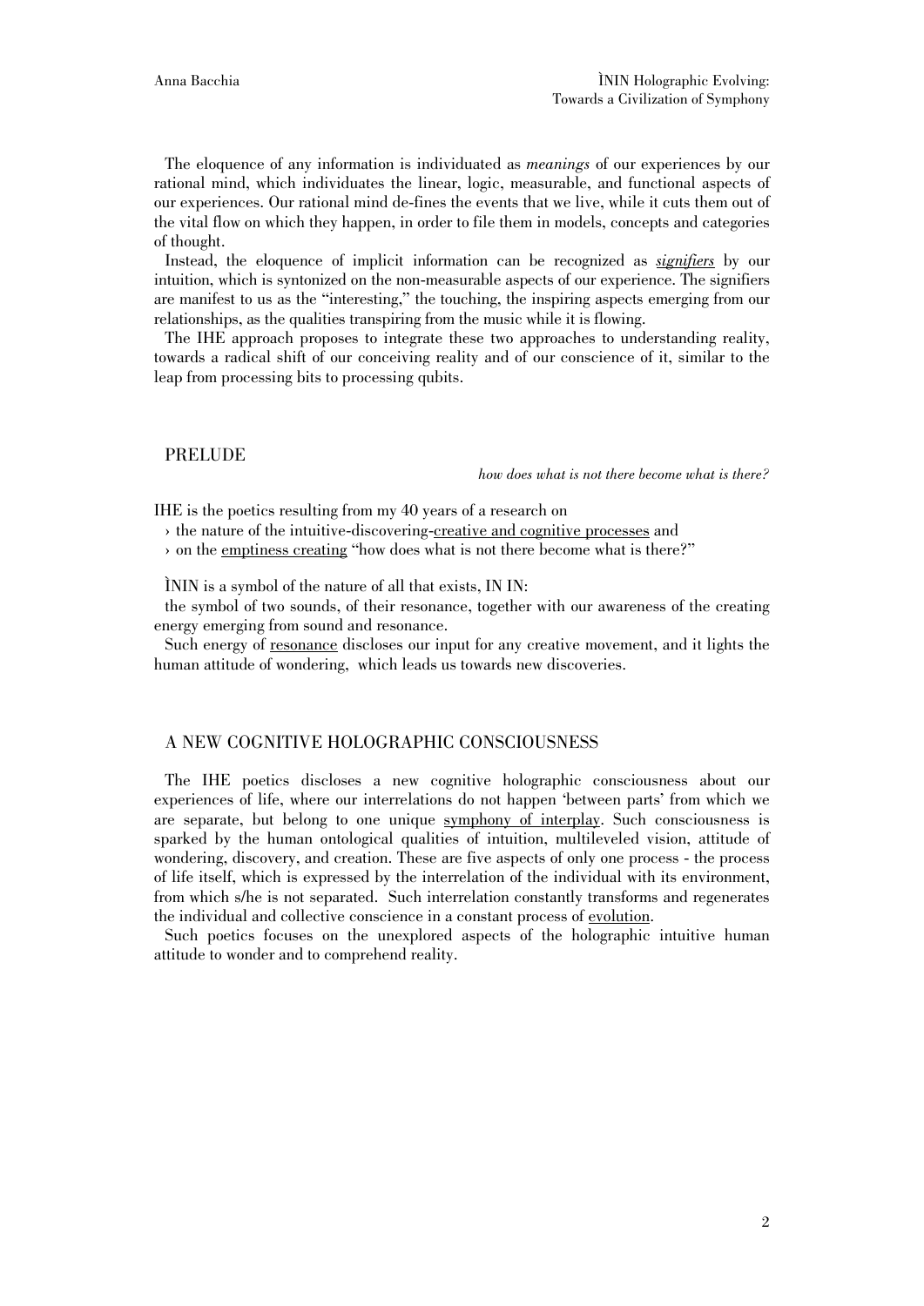The eloquence of any information is individuated as *meanings* of our experiences by our rational mind, which individuates the linear, logic, measurable, and functional aspects of our experiences. Our rational mind de-fines the events that we live, while it cuts them out of the vital flow on which they happen, in order to file them in models, concepts and categories of thought.

Instead, the eloquence of implicit information can be recognized as ***signifiers*** by our intuition, which is syntonized on the non-measurable aspects of our experience. The signifiers are manifest to us as the "interesting," the touching, the inspiring aspects emerging from our relationships, as the qualities transpiring from the music while it is flowing.

The IHE approach proposes to integrate these two approaches to understanding reality, towards a radical shift of our conceiving reality and of our conscience of it, similar to the leap from processing bits to processing qubits.

## PRELUDE

*how does what is not there become what is there?*

IHE is the poetics resulting from my 40 years of a research on

› the nature of the intuitive-discovering-creative and cognitive processes and
› on the emptiness creating "how does what is not there become what is there?"

ÌNIN is a symbol of the nature of all that exists, IN IN:

the symbol of two sounds, of their resonance, together with our awareness of the creating energy emerging from sound and resonance.

Such energy of resonance discloses our input for any creative movement, and it lights the human attitude of wondering, which leads us towards new discoveries.

## A NEW COGNITIVE HOLOGRAPHIC CONSCIOUSNESS

The IHE poetics discloses a new cognitive holographic consciousness about our experiences of life, where our interrelations do not happen 'between parts' from which we are separate, but belong to one unique symphony of interplay. Such consciousness is sparked by the human ontological qualities of intuition, multileveled vision, attitude of wondering, discovery, and creation. These are five aspects of only one process - the process of life itself, which is expressed by the interrelation of the individual with its environment, from which s/he is not separated. Such interrelation constantly transforms and regenerates the individual and collective conscience in a constant process of evolution.

Such poetics focuses on the unexplored aspects of the holographic intuitive human attitude to wonder and to comprehend reality.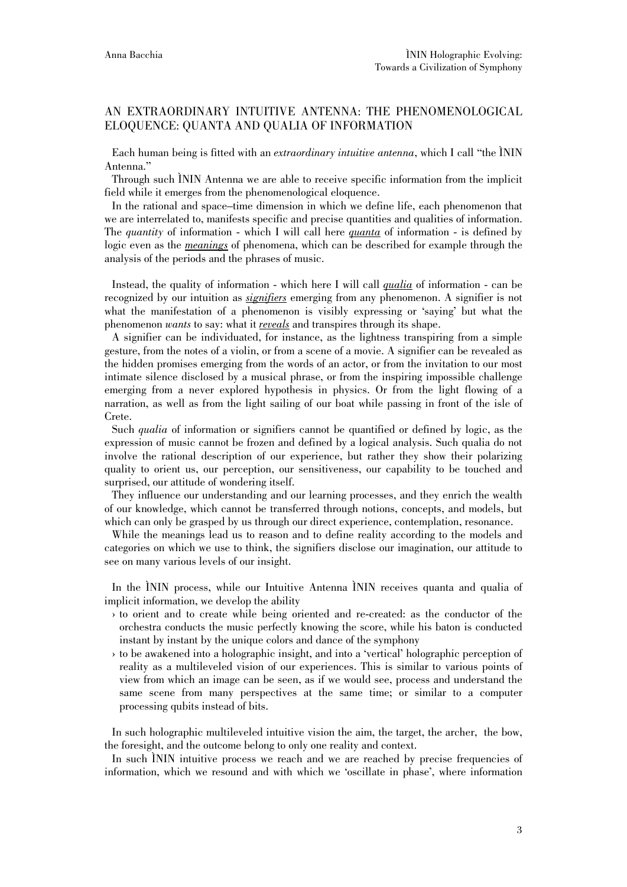## AN EXTRAORDINARY INTUITIVE ANTENNA: THE PHENOMENOLOGICAL ELOQUENCE: QUANTA AND QUALIA OF INFORMATION

Each human being is fitted with an *extraordinary intuitive antenna*, which I call "the ÌNIN Antenna."

Through such ÌNIN Antenna we are able to receive specific information from the implicit field while it emerges from the phenomenological eloquence.

In the rational and space–time dimension in which we define life, each phenomenon that we are interrelated to, manifests specific and precise quantities and qualities of information. The *quantity* of information - which I will call here ***quanta*** of information - is defined by logic even as the ***meanings*** of phenomena, which can be described for example through the analysis of the periods and the phrases of music.

Instead, the quality of information - which here I will call ***qualia*** of information - can be recognized by our intuition as ***signifiers*** emerging from any phenomenon. A signifier is not what the manifestation of a phenomenon is visibly expressing or 'saying' but what the phenomenon *wants* to say: what it ***reveals*** and transpires through its shape.

A signifier can be individuated, for instance, as the lightness transpiring from a simple gesture, from the notes of a violin, or from a scene of a movie. A signifier can be revealed as the hidden promises emerging from the words of an actor, or from the invitation to our most intimate silence disclosed by a musical phrase, or from the inspiring impossible challenge emerging from a never explored hypothesis in physics. Or from the light flowing of a narration, as well as from the light sailing of our boat while passing in front of the isle of Crete.

Such *qualia* of information or signifiers cannot be quantified or defined by logic, as the expression of music cannot be frozen and defined by a logical analysis. Such qualia do not involve the rational description of our experience, but rather they show their polarizing quality to orient us, our perception, our sensitiveness, our capability to be touched and surprised, our attitude of wondering itself.

They influence our understanding and our learning processes, and they enrich the wealth of our knowledge, which cannot be transferred through notions, concepts, and models, but which can only be grasped by us through our direct experience, contemplation, resonance.

While the meanings lead us to reason and to define reality according to the models and categories on which we use to think, the signifiers disclose our imagination, our attitude to see on many various levels of our insight.

In the ÌNIN process, while our Intuitive Antenna ÌNIN receives quanta and qualia of implicit information, we develop the ability

- to orient and to create while being oriented and re-created: as the conductor of the orchestra conducts the music perfectly knowing the score, while his baton is conducted instant by instant by the unique colors and dance of the symphony
- to be awakened into a holographic insight, and into a 'vertical' holographic perception of reality as a multileveled vision of our experiences. This is similar to various points of view from which an image can be seen, as if we would see, process and understand the same scene from many perspectives at the same time; or similar to a computer processing qubits instead of bits.

In such holographic multileveled intuitive vision the aim, the target, the archer, the bow, the foresight, and the outcome belong to only one reality and context.

In such ÌNIN intuitive process we reach and we are reached by precise frequencies of information, which we resound and with which we 'oscillate in phase', where information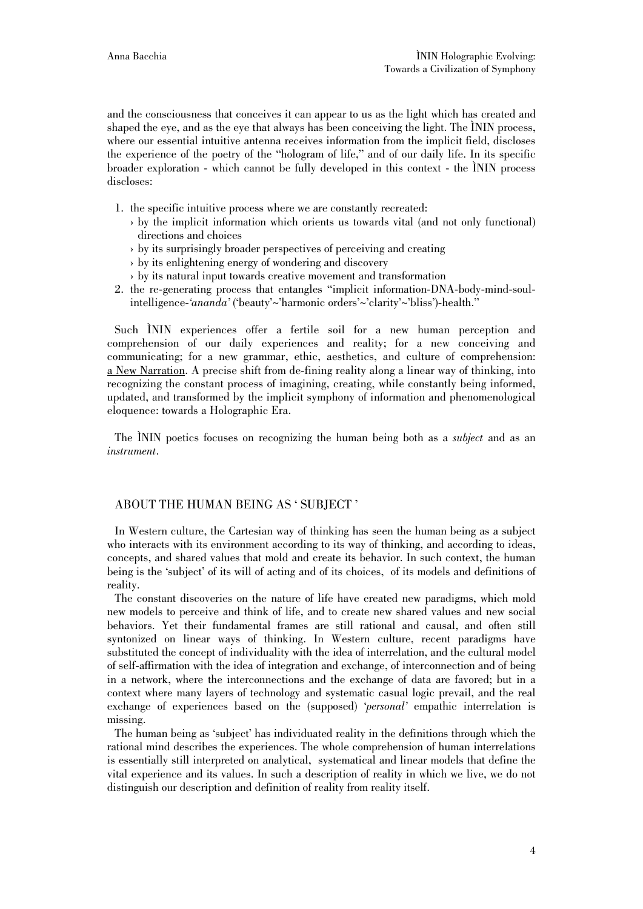and the consciousness that conceives it can appear to us as the light which has created and shaped the eye, and as the eye that always has been conceiving the light. The ÌNIN process, where our essential intuitive antenna receives information from the implicit field, discloses the experience of the poetry of the "hologram of life," and of our daily life. In its specific broader exploration - which cannot be fully developed in this context - the ÌNIN process discloses:

1. the specific intuitive process where we are constantly recreated:
   › by the implicit information which orients us towards vital (and not only functional) directions and choices
   › by its surprisingly broader perspectives of perceiving and creating
   › by its enlightening energy of wondering and discovery
   › by its natural input towards creative movement and transformation
2. the re-generating process that entangles "implicit information-DNA-body-mind-soul-intelligence-'*ananda*' ('beauty'~'harmonic orders'~'clarity'~'bliss')-health."

Such ÌNIN experiences offer a fertile soil for a new human perception and comprehension of our daily experiences and reality; for a new conceiving and communicating; for a new grammar, ethic, aesthetics, and culture of comprehension: <u>a New Narration</u>. A precise shift from de-fining reality along a linear way of thinking, into recognizing the constant process of imagining, creating, while constantly being informed, updated, and transformed by the implicit symphony of information and phenomenological eloquence: towards a Holographic Era.

The ÌNIN poetics focuses on recognizing the human being both as a *subject* and as an *instrument*.

## ABOUT THE HUMAN BEING AS ' SUBJECT '

In Western culture, the Cartesian way of thinking has seen the human being as a subject who interacts with its environment according to its way of thinking, and according to ideas, concepts, and shared values that mold and create its behavior. In such context, the human being is the 'subject' of its will of acting and of its choices, of its models and definitions of reality.

The constant discoveries on the nature of life have created new paradigms, which mold new models to perceive and think of life, and to create new shared values and new social behaviors. Yet their fundamental frames are still rational and causal, and often still syntonized on linear ways of thinking. In Western culture, recent paradigms have substituted the concept of individuality with the idea of interrelation, and the cultural model of self-affirmation with the idea of integration and exchange, of interconnection and of being in a network, where the interconnections and the exchange of data are favored; but in a context where many layers of technology and systematic casual logic prevail, and the real exchange of experiences based on the (supposed) '*personal*' empathic interrelation is missing.

The human being as 'subject' has individuated reality in the definitions through which the rational mind describes the experiences. The whole comprehension of human interrelations is essentially still interpreted on analytical, systematical and linear models that define the vital experience and its values. In such a description of reality in which we live, we do not distinguish our description and definition of reality from reality itself.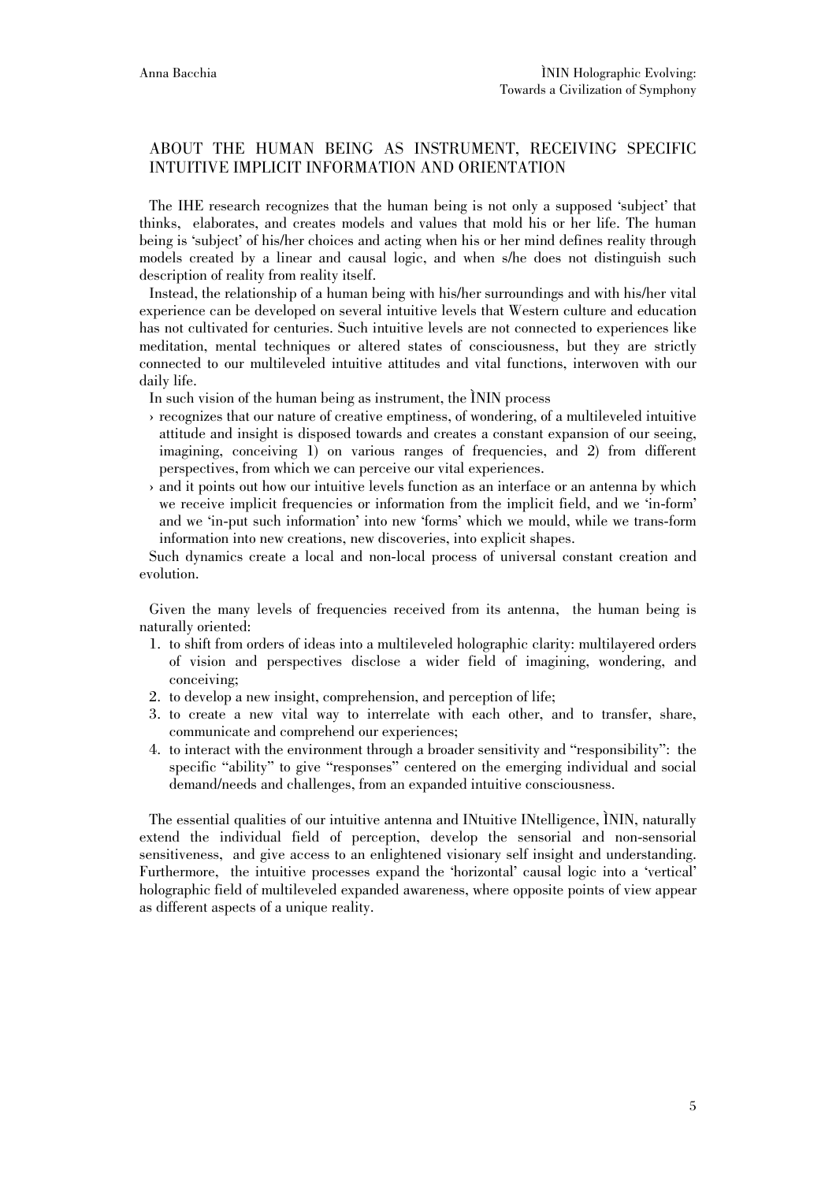## ABOUT THE HUMAN BEING AS INSTRUMENT, RECEIVING SPECIFIC INTUITIVE IMPLICIT INFORMATION AND ORIENTATION

The IHE research recognizes that the human being is not only a supposed 'subject' that thinks, elaborates, and creates models and values that mold his or her life. The human being is 'subject' of his/her choices and acting when his or her mind defines reality through models created by a linear and causal logic, and when s/he does not distinguish such description of reality from reality itself.

Instead, the relationship of a human being with his/her surroundings and with his/her vital experience can be developed on several intuitive levels that Western culture and education has not cultivated for centuries. Such intuitive levels are not connected to experiences like meditation, mental techniques or altered states of consciousness, but they are strictly connected to our multileveled intuitive attitudes and vital functions, interwoven with our daily life.

In such vision of the human being as instrument, the ÌNIN process

- recognizes that our nature of creative emptiness, of wondering, of a multileveled intuitive attitude and insight is disposed towards and creates a constant expansion of our seeing, imagining, conceiving 1) on various ranges of frequencies, and 2) from different perspectives, from which we can perceive our vital experiences.
- and it points out how our intuitive levels function as an interface or an antenna by which we receive implicit frequencies or information from the implicit field, and we 'in-form' and we 'in-put such information' into new 'forms' which we mould, while we trans-form information into new creations, new discoveries, into explicit shapes.

Such dynamics create a local and non-local process of universal constant creation and evolution.

Given the many levels of frequencies received from its antenna, the human being is naturally oriented:

1. to shift from orders of ideas into a multileveled holographic clarity: multilayered orders of vision and perspectives disclose a wider field of imagining, wondering, and conceiving;
2. to develop a new insight, comprehension, and perception of life;
3. to create a new vital way to interrelate with each other, and to transfer, share, communicate and comprehend our experiences;
4. to interact with the environment through a broader sensitivity and "responsibility": the specific "ability" to give "responses" centered on the emerging individual and social demand/needs and challenges, from an expanded intuitive consciousness.

The essential qualities of our intuitive antenna and INtuitive INtelligence, ÌNIN, naturally extend the individual field of perception, develop the sensorial and non-sensorial sensitiveness, and give access to an enlightened visionary self insight and understanding. Furthermore, the intuitive processes expand the 'horizontal' causal logic into a 'vertical' holographic field of multileveled expanded awareness, where opposite points of view appear as different aspects of a unique reality.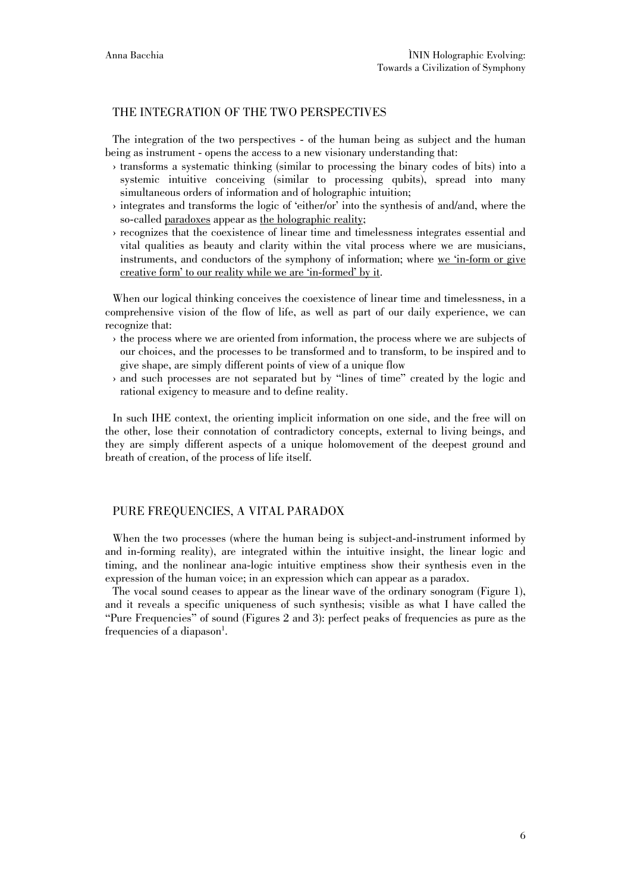## THE INTEGRATION OF THE TWO PERSPECTIVES

The integration of the two perspectives - of the human being as subject and the human being as instrument - opens the access to a new visionary understanding that:

› transforms a systematic thinking (similar to processing the binary codes of bits) into a systemic intuitive conceiving (similar to processing qubits), spread into many simultaneous orders of information and of holographic intuition;

› integrates and transforms the logic of 'either/or' into the synthesis of and/and, where the so-called paradoxes appear as the holographic reality;

› recognizes that the coexistence of linear time and timelessness integrates essential and vital qualities as beauty and clarity within the vital process where we are musicians, instruments, and conductors of the symphony of information; where we 'in-form or give creative form' to our reality while we are 'in-formed' by it.

When our logical thinking conceives the coexistence of linear time and timelessness, in a comprehensive vision of the flow of life, as well as part of our daily experience, we can recognize that:

› the process where we are oriented from information, the process where we are subjects of our choices, and the processes to be transformed and to transform, to be inspired and to give shape, are simply different points of view of a unique flow

› and such processes are not separated but by "lines of time" created by the logic and rational exigency to measure and to define reality.

In such IHE context, the orienting implicit information on one side, and the free will on the other, lose their connotation of contradictory concepts, external to living beings, and they are simply different aspects of a unique holomovement of the deepest ground and breath of creation, of the process of life itself.

## PURE FREQUENCIES, A VITAL PARADOX

When the two processes (where the human being is subject-and-instrument informed by and in-forming reality), are integrated within the intuitive insight, the linear logic and timing, and the nonlinear ana-logic intuitive emptiness show their synthesis even in the expression of the human voice; in an expression which can appear as a paradox.

The vocal sound ceases to appear as the linear wave of the ordinary sonogram (Figure 1), and it reveals a specific uniqueness of such synthesis; visible as what I have called the "Pure Frequencies" of sound (Figures 2 and 3): perfect peaks of frequencies as pure as the frequencies of a diapason[1].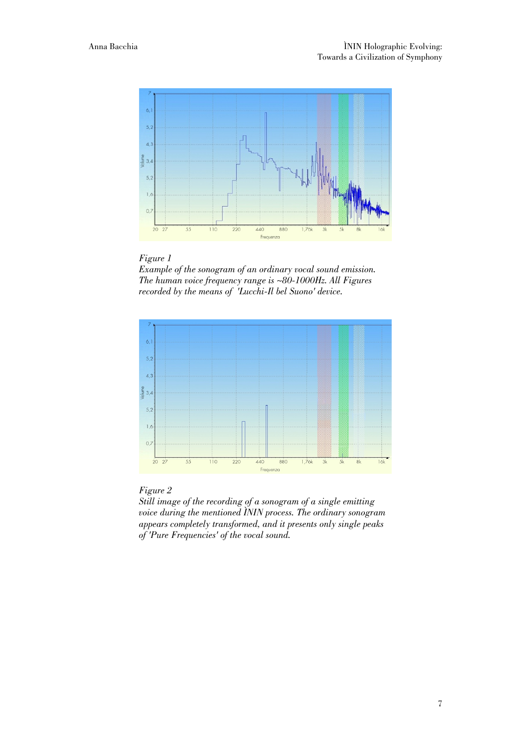*Figure 1*
*Example of the sonogram of an ordinary vocal sound emission. The human voice frequency range is ~80-1000Hz. All Figures recorded by the means of 'Lucchi-Il bel Suono' device.*

*Figure 2*
*Still image of the recording of a sonogram of a single emitting voice during the mentioned ÌNIN process. The ordinary sonogram appears completely transformed, and it presents only single peaks of 'Pure Frequencies' of the vocal sound.*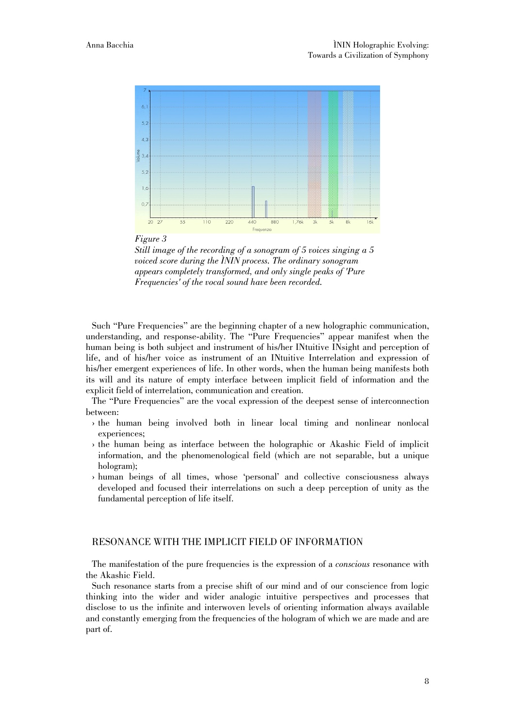*Figure 3*
*Still image of the recording of a sonogram of 5 voices singing a 5 voiced score during the ÌNIN process. The ordinary sonogram appears completely transformed, and only single peaks of 'Pure Frequencies' of the vocal sound have been recorded.*

Such "Pure Frequencies" are the beginning chapter of a new holographic communication, understanding, and response-ability. The "Pure Frequencies" appear manifest when the human being is both subject and instrument of his/her INtuitive INsight and perception of life, and of his/her voice as instrument of an INtuitive Interrelation and expression of his/her emergent experiences of life. In other words, when the human being manifests both its will and its nature of empty interface between implicit field of information and the explicit field of interrelation, communication and creation.

The "Pure Frequencies" are the vocal expression of the deepest sense of interconnection between:

- the human being involved both in linear local timing and nonlinear nonlocal experiences;
- the human being as interface between the holographic or Akashic Field of implicit information, and the phenomenological field (which are not separable, but a unique hologram);
- human beings of all times, whose 'personal' and collective consciousness always developed and focused their interrelations on such a deep perception of unity as the fundamental perception of life itself.

## RESONANCE WITH THE IMPLICIT FIELD OF INFORMATION

The manifestation of the pure frequencies is the expression of a *conscious* resonance with the Akashic Field.

Such resonance starts from a precise shift of our mind and of our conscience from logic thinking into the wider and wider analogic intuitive perspectives and processes that disclose to us the infinite and interwoven levels of orienting information always available and constantly emerging from the frequencies of the hologram of which we are made and are part of.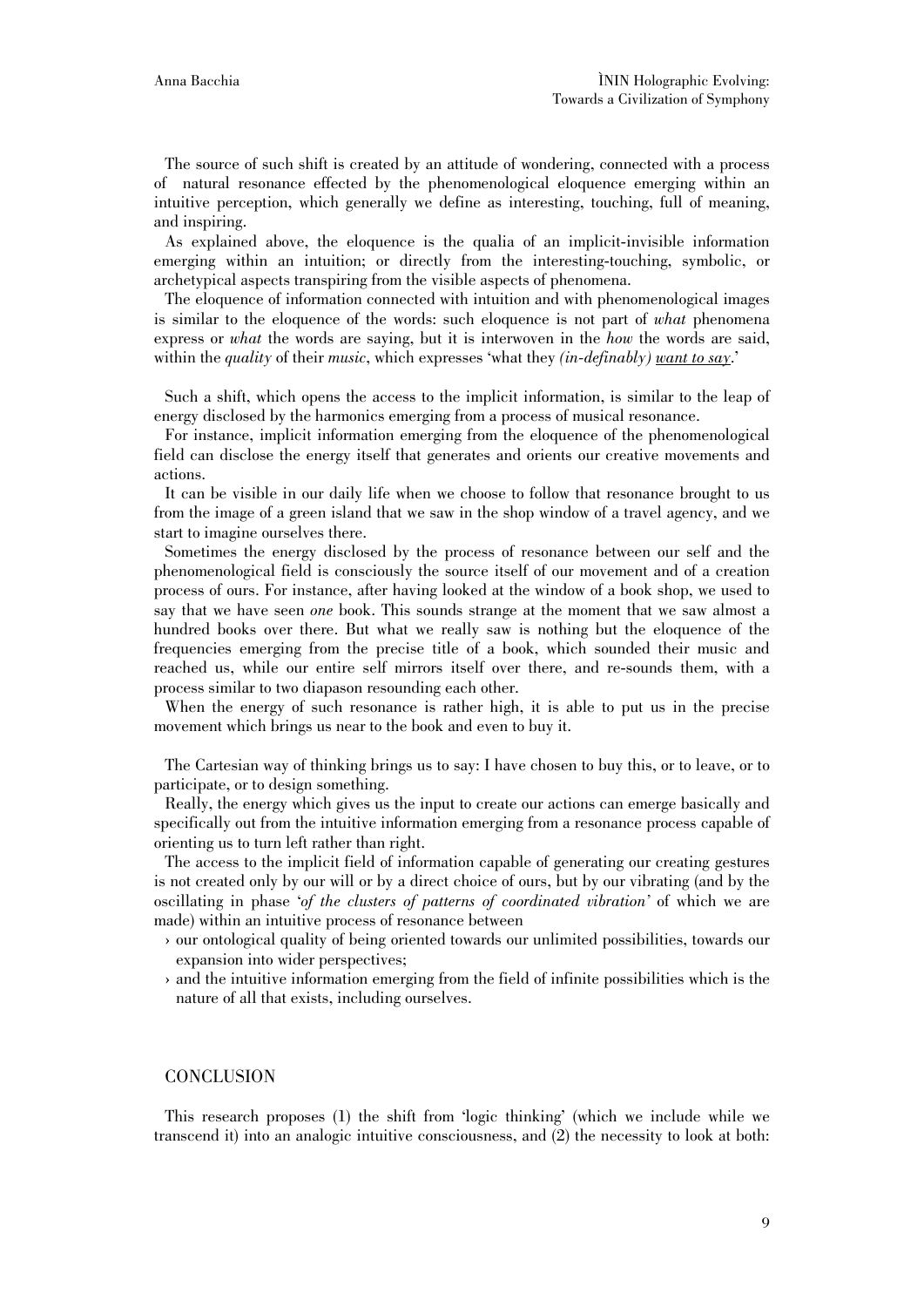The source of such shift is created by an attitude of wondering, connected with a process of natural resonance effected by the phenomenological eloquence emerging within an intuitive perception, which generally we define as interesting, touching, full of meaning, and inspiring.

As explained above, the eloquence is the qualia of an implicit-invisible information emerging within an intuition; or directly from the interesting-touching, symbolic, or archetypical aspects transpiring from the visible aspects of phenomena.

The eloquence of information connected with intuition and with phenomenological images is similar to the eloquence of the words: such eloquence is not part of *what* phenomena express or *what* the words are saying, but it is interwoven in the *how* the words are said, within the *quality* of their *music*, which expresses 'what they *(in-definably)* want to say.'

Such a shift, which opens the access to the implicit information, is similar to the leap of energy disclosed by the harmonics emerging from a process of musical resonance.

For instance, implicit information emerging from the eloquence of the phenomenological field can disclose the energy itself that generates and orients our creative movements and actions.

It can be visible in our daily life when we choose to follow that resonance brought to us from the image of a green island that we saw in the shop window of a travel agency, and we start to imagine ourselves there.

Sometimes the energy disclosed by the process of resonance between our self and the phenomenological field is consciously the source itself of our movement and of a creation process of ours. For instance, after having looked at the window of a book shop, we used to say that we have seen *one* book. This sounds strange at the moment that we saw almost a hundred books over there. But what we really saw is nothing but the eloquence of the frequencies emerging from the precise title of a book, which sounded their music and reached us, while our entire self mirrors itself over there, and re-sounds them, with a process similar to two diapason resounding each other.

When the energy of such resonance is rather high, it is able to put us in the precise movement which brings us near to the book and even to buy it.

The Cartesian way of thinking brings us to say: I have chosen to buy this, or to leave, or to participate, or to design something.

Really, the energy which gives us the input to create our actions can emerge basically and specifically out from the intuitive information emerging from a resonance process capable of orienting us to turn left rather than right.

The access to the implicit field of information capable of generating our creating gestures is not created only by our will or by a direct choice of ours, but by our vibrating (and by the oscillating in phase '*of the clusters of patterns of coordinated vibration*' of which we are made) within an intuitive process of resonance between

- our ontological quality of being oriented towards our unlimited possibilities, towards our expansion into wider perspectives;
- and the intuitive information emerging from the field of infinite possibilities which is the nature of all that exists, including ourselves.

## CONCLUSION

This research proposes (1) the shift from 'logic thinking' (which we include while we transcend it) into an analogic intuitive consciousness, and (2) the necessity to look at both: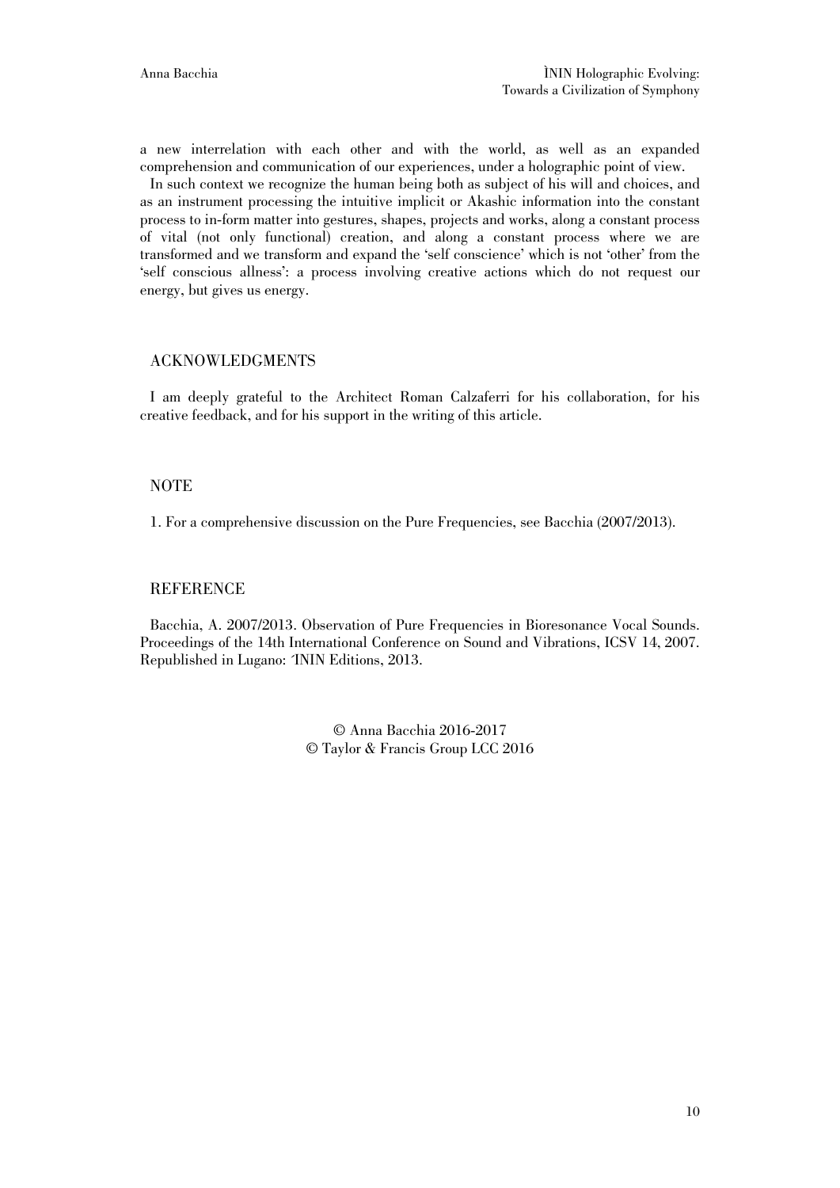a new interrelation with each other and with the world, as well as an expanded comprehension and communication of our experiences, under a holographic point of view.

In such context we recognize the human being both as subject of his will and choices, and as an instrument processing the intuitive implicit or Akashic information into the constant process to in-form matter into gestures, shapes, projects and works, along a constant process of vital (not only functional) creation, and along a constant process where we are transformed and we transform and expand the 'self conscience' which is not 'other' from the 'self conscious allness': a process involving creative actions which do not request our energy, but gives us energy.

## ACKNOWLEDGMENTS

I am deeply grateful to the Architect Roman Calzaferri for his collaboration, for his creative feedback, and for his support in the writing of this article.

## NOTE

1. For a comprehensive discussion on the Pure Frequencies, see Bacchia (2007/2013).

## REFERENCE

Bacchia, A. 2007/2013. Observation of Pure Frequencies in Bioresonance Vocal Sounds. Proceedings of the 14th International Conference on Sound and Vibrations, ICSV 14, 2007. Republished in Lugano: ÌNIN Editions, 2013.

© Anna Bacchia 2016-2017
© Taylor & Francis Group LCC 2016